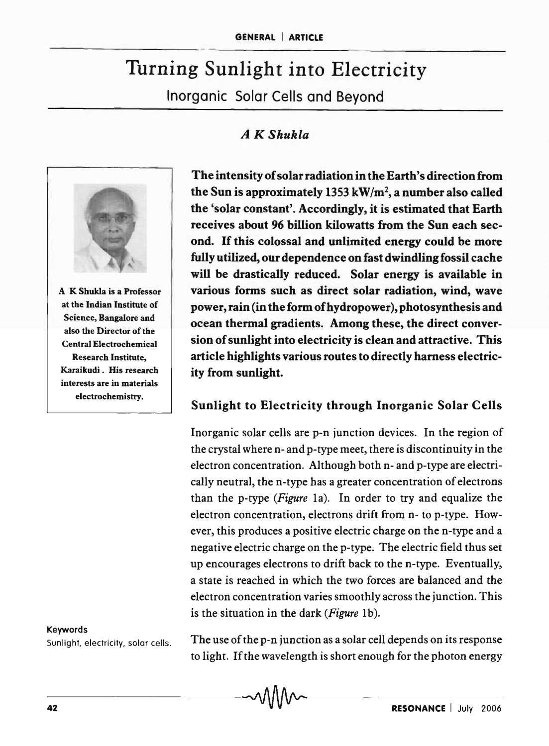# Turning Sunlight into Electricity

## Inorganic Solar Cells and Beyond

*A K Shukla*

A K Shukla is a Professor at the Indian Institute of Science, Bangalore and also the Director of the Central Electrochemical Research Institute, Karaikudi. His research interests are in materials electrochemistry.

**The intensity of solar radiation in the Earth's direction from the Sun is approximately 1353 $kW/m^2$, a number also called the 'solar constant'. Accordingly, it is estimated that Earth receives about 96 billion kilowatts from the Sun each second. If this colossal and unlimited energy could be more fully utilized, our dependence on fast dwindling fossil cache will be drastically reduced. Solar energy is available in various forms such as direct solar radiation, wind, wave power, rain (in the form of hydropower), photosynthesis and ocean thermal gradients. Among these, the direct conversion of sunlight into electricity is clean and attractive. This article highlights various routes to directly harness electricity from sunlight.**

### Sunlight to Electricity through Inorganic Solar Cells

Inorganic solar cells are p-n junction devices. In the region of the crystal where n- and p-type meet, there is discontinuity in the electron concentration. Although both n- and p-type are electrically neutral, the n-type has a greater concentration of electrons than the p-type (*Figure* 1a). In order to try and equalize the electron concentration, electrons drift from n- to p-type. However, this produces a positive electric charge on the n-type and a negative electric charge on the p-type. The electric field thus set up encourages electrons to drift back to the n-type. Eventually, a state is reached in which the two forces are balanced and the electron concentration varies smoothly across the junction. This is the situation in the dark (*Figure* 1b).

**Keywords**
Sunlight, electricity, solar cells.

The use of the p-n junction as a solar cell depends on its response to light. If the wavelength is short enough for the photon energy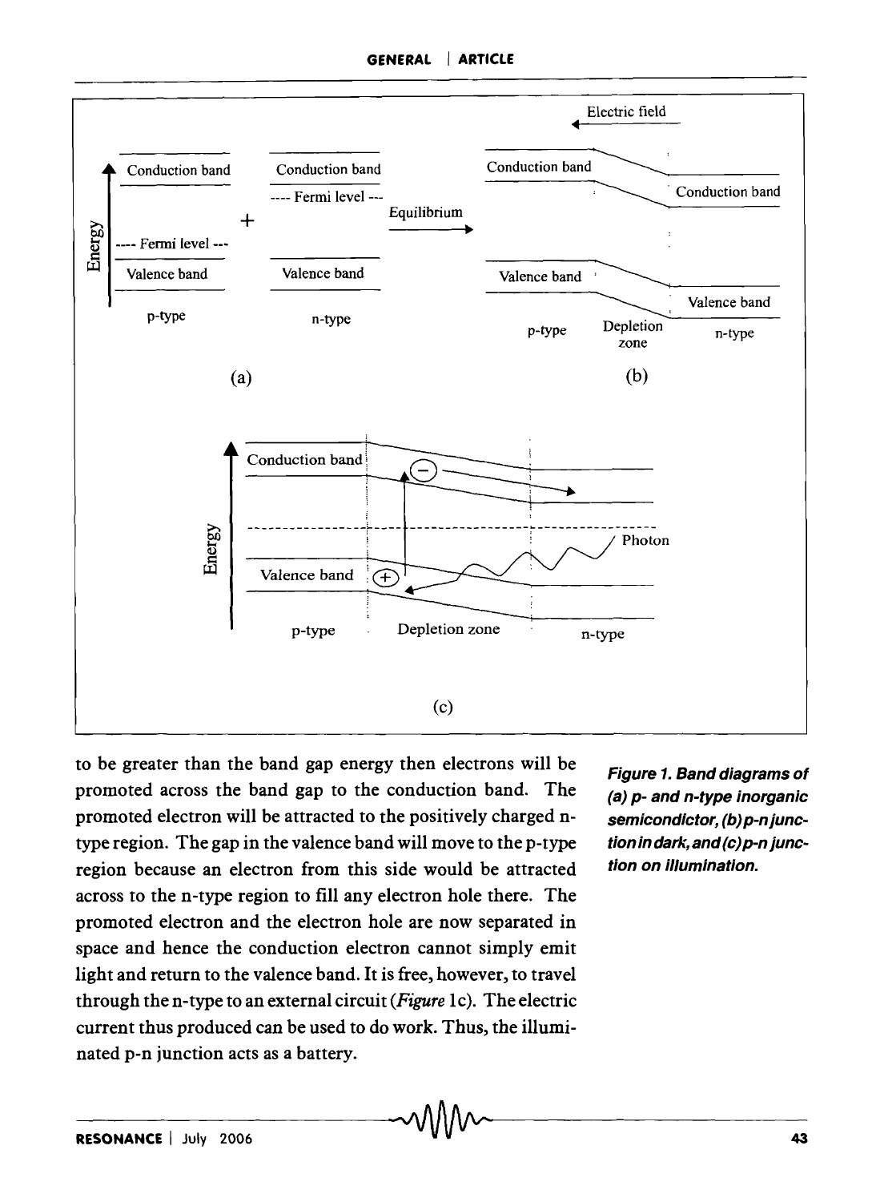to be greater than the band gap energy then electrons will be promoted across the band gap to the conduction band. The promoted electron will be attracted to the positively charged n-type region. The gap in the valence band will move to the p-type region because an electron from this side would be attracted across to the n-type region to fill any electron hole there. The promoted electron and the electron hole are now separated in space and hence the conduction electron cannot simply emit light and return to the valence band. It is free, however, to travel through the n-type to an external circuit (*Figure* 1c). The electric current thus produced can be used to do work. Thus, the illuminated p-n junction acts as a battery.

***Figure 1. Band diagrams of (a) p- and n-type inorganic semiconductor, (b) p-n junction in dark, and (c) p-n junction on illumination.***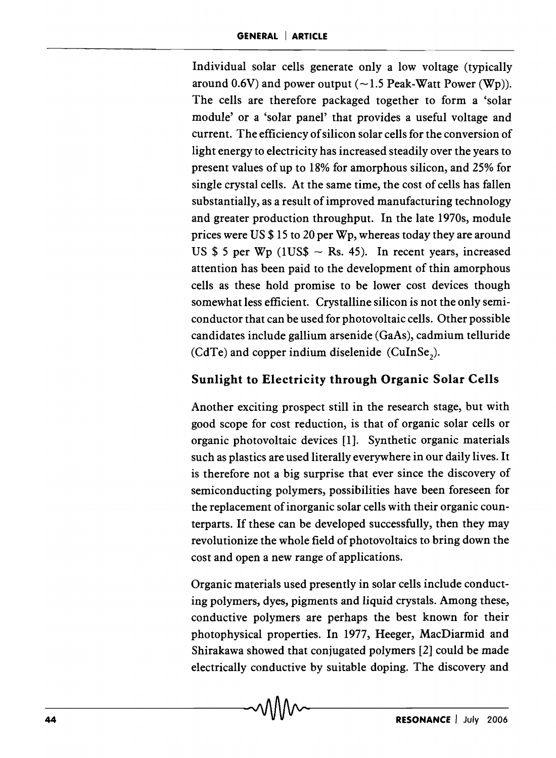Individual solar cells generate only a low voltage (typically around 0.6V) and power output (~1.5 Peak-Watt Power (Wp)). The cells are therefore packaged together to form a 'solar module' or a 'solar panel' that provides a useful voltage and current. The efficiency of silicon solar cells for the conversion of light energy to electricity has increased steadily over the years to present values of up to 18% for amorphous silicon, and 25% for single crystal cells. At the same time, the cost of cells has fallen substantially, as a result of improved manufacturing technology and greater production throughput. In the late 1970s, module prices were US $ 15 to 20 per Wp, whereas today they are around US $ 5 per Wp (1US$ ~ Rs. 45). In recent years, increased attention has been paid to the development of thin amorphous cells as these hold promise to be lower cost devices though somewhat less efficient. Crystalline silicon is not the only semiconductor that can be used for photovoltaic cells. Other possible candidates include gallium arsenide (GaAs), cadmium telluride (CdTe) and copper indium diselenide ($CuInSe_2$).

## Sunlight to Electricity through Organic Solar Cells

Another exciting prospect still in the research stage, but with good scope for cost reduction, is that of organic solar cells or organic photovoltaic devices [1]. Synthetic organic materials such as plastics are used literally everywhere in our daily lives. It is therefore not a big surprise that ever since the discovery of semiconducting polymers, possibilities have been foreseen for the replacement of inorganic solar cells with their organic counterparts. If these can be developed successfully, then they may revolutionize the whole field of photovoltaics to bring down the cost and open a new range of applications.

Organic materials used presently in solar cells include conducting polymers, dyes, pigments and liquid crystals. Among these, conductive polymers are perhaps the best known for their photophysical properties. In 1977, Heeger, MacDiarmid and Shirakawa showed that conjugated polymers [2] could be made electrically conductive by suitable doping. The discovery and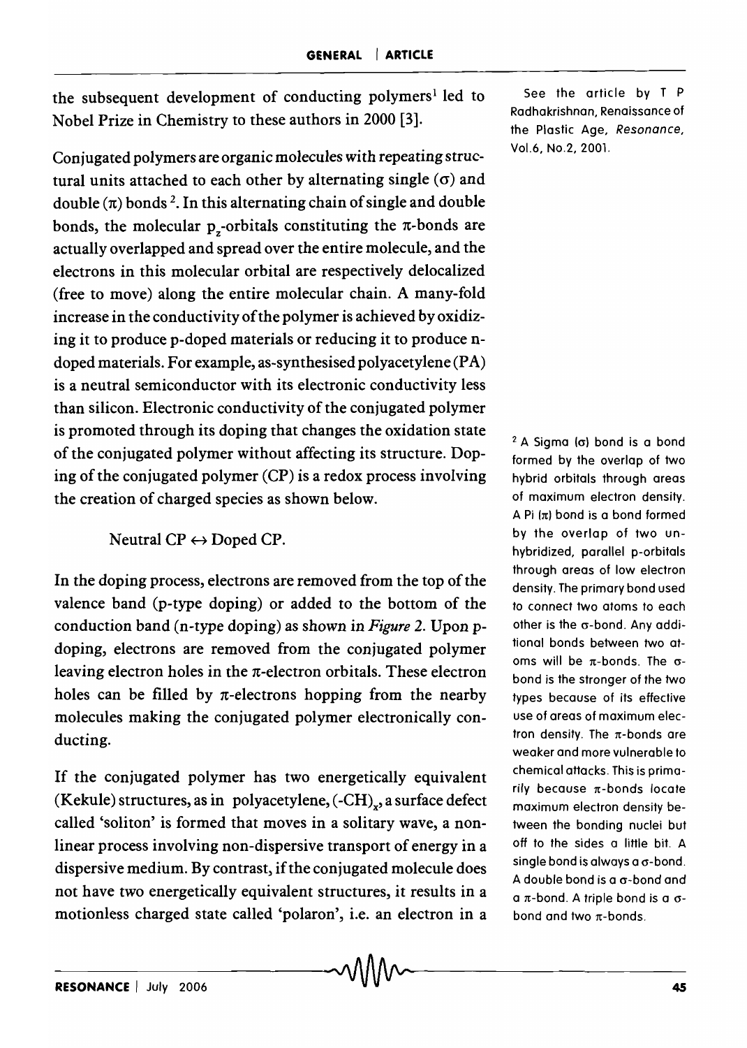the subsequent development of conducting polymers[1] led to Nobel Prize in Chemistry to these authors in 2000 [3].

Conjugated polymers are organic molecules with repeating structural units attached to each other by alternating single ($\sigma$) and double ($\pi$) bonds [2]. In this alternating chain of single and double bonds, the molecular $p_z$-orbitals constituting the $\pi$-bonds are actually overlapped and spread over the entire molecule, and the electrons in this molecular orbital are respectively delocalized (free to move) along the entire molecular chain. A many-fold increase in the conductivity of the polymer is achieved by oxidizing it to produce p-doped materials or reducing it to produce n-doped materials. For example, as-synthesised polyacetylene (PA) is a neutral semiconductor with its electronic conductivity less than silicon. Electronic conductivity of the conjugated polymer is promoted through its doping that changes the oxidation state of the conjugated polymer without affecting its structure. Doping of the conjugated polymer (CP) is a redox process involving the creation of charged species as shown below.

$$\text{Neutral CP} \leftrightarrow \text{Doped CP}.$$

In the doping process, electrons are removed from the top of the valence band (p-type doping) or added to the bottom of the conduction band (n-type doping) as shown in *Figure 2*. Upon p-doping, electrons are removed from the conjugated polymer leaving electron holes in the $\pi$-electron orbitals. These electron holes can be filled by $\pi$-electrons hopping from the nearby molecules making the conjugated polymer electronically conducting.

If the conjugated polymer has two energetically equivalent (Kekule) structures, as in polyacetylene, $(\text{-CH})_x$, a surface defect called 'soliton' is formed that moves in a solitary wave, a non-linear process involving non-dispersive transport of energy in a dispersive medium. By contrast, if the conjugated molecule does not have two energetically equivalent structures, it results in a motionless charged state called 'polaron', i.e. an electron in a

[1] See the article by T P Radhakrishnan, Renaissance of the Plastic Age, *Resonance*, Vol.6, No.2, 2001.

[2] A Sigma ($\sigma$) bond is a bond formed by the overlap of two hybrid orbitals through areas of maximum electron density. A Pi ($\pi$) bond is a bond formed by the overlap of two unhybridized, parallel p-orbitals through areas of low electron density. The primary bond used to connect two atoms to each other is the $\sigma$-bond. Any additional bonds between two atoms will be $\pi$-bonds. The $\sigma$-bond is the stronger of the two types because of its effective use of areas of maximum electron density. The $\pi$-bonds are weaker and more vulnerable to chemical attacks. This is primarily because $\pi$-bonds locate maximum electron density between the bonding nuclei but off to the sides a little bit. A single bond is always a $\sigma$-bond. A double bond is a $\sigma$-bond and a $\pi$-bond. A triple bond is a $\sigma$-bond and two $\pi$-bonds.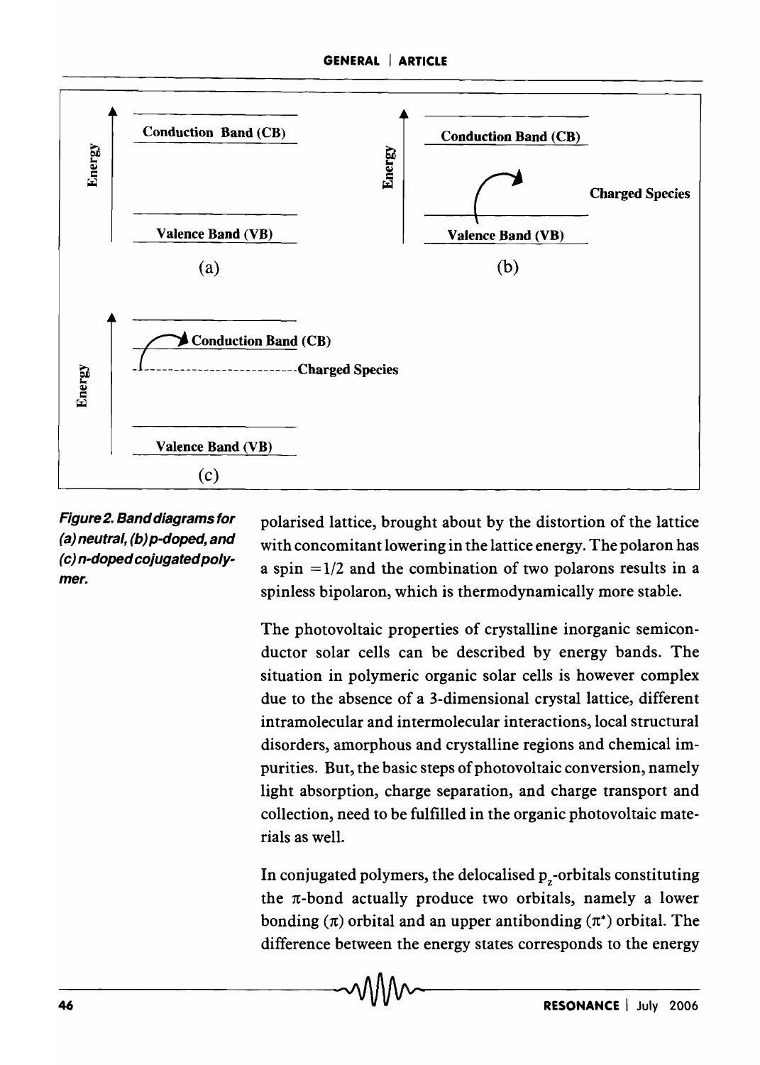Conduction Band (CB)

Valence Band (VB)

(a)

Conduction Band (CB)

Charged Species

Valence Band (VB)

(b)

Conduction Band (CB)

Charged Species

Valence Band (VB)

(c)

***Figure 2. Band diagrams for (a) neutral, (b) p-doped, and (c) n-doped cojugated polymer.***

polarised lattice, brought about by the distortion of the lattice with concomitant lowering in the lattice energy. The polaron has a spin $= 1/2$ and the combination of two polarons results in a spinless bipolaron, which is thermodynamically more stable.

The photovoltaic properties of crystalline inorganic semiconductor solar cells can be described by energy bands. The situation in polymeric organic solar cells is however complex due to the absence of a 3-dimensional crystal lattice, different intramolecular and intermolecular interactions, local structural disorders, amorphous and crystalline regions and chemical impurities. But, the basic steps of photovoltaic conversion, namely light absorption, charge separation, and charge transport and collection, need to be fulfilled in the organic photovoltaic materials as well.

In conjugated polymers, the delocalised $p_z$-orbitals constituting the $\pi$-bond actually produce two orbitals, namely a lower bonding ($\pi$) orbital and an upper antibonding ($\pi^*$) orbital. The difference between the energy states corresponds to the energy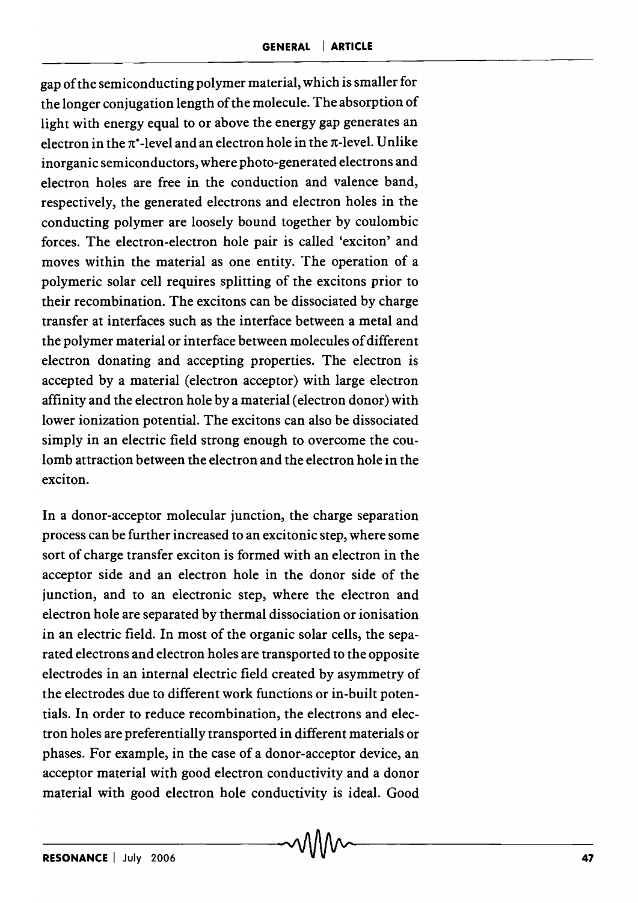gap of the semiconducting polymer material, which is smaller for the longer conjugation length of the molecule. The absorption of light with energy equal to or above the energy gap generates an electron in the $\pi^*$-level and an electron hole in the $\pi$-level. Unlike inorganic semiconductors, where photo-generated electrons and electron holes are free in the conduction and valence band, respectively, the generated electrons and electron holes in the conducting polymer are loosely bound together by coulombic forces. The electron-electron hole pair is called 'exciton' and moves within the material as one entity. The operation of a polymeric solar cell requires splitting of the excitons prior to their recombination. The excitons can be dissociated by charge transfer at interfaces such as the interface between a metal and the polymer material or interface between molecules of different electron donating and accepting properties. The electron is accepted by a material (electron acceptor) with large electron affinity and the electron hole by a material (electron donor) with lower ionization potential. The excitons can also be dissociated simply in an electric field strong enough to overcome the coulomb attraction between the electron and the electron hole in the exciton.

In a donor-acceptor molecular junction, the charge separation process can be further increased to an excitonic step, where some sort of charge transfer exciton is formed with an electron in the acceptor side and an electron hole in the donor side of the junction, and to an electronic step, where the electron and electron hole are separated by thermal dissociation or ionisation in an electric field. In most of the organic solar cells, the separated electrons and electron holes are transported to the opposite electrodes in an internal electric field created by asymmetry of the electrodes due to different work functions or in-built potentials. In order to reduce recombination, the electrons and electron holes are preferentially transported in different materials or phases. For example, in the case of a donor-acceptor device, an acceptor material with good electron conductivity and a donor material with good electron hole conductivity is ideal. Good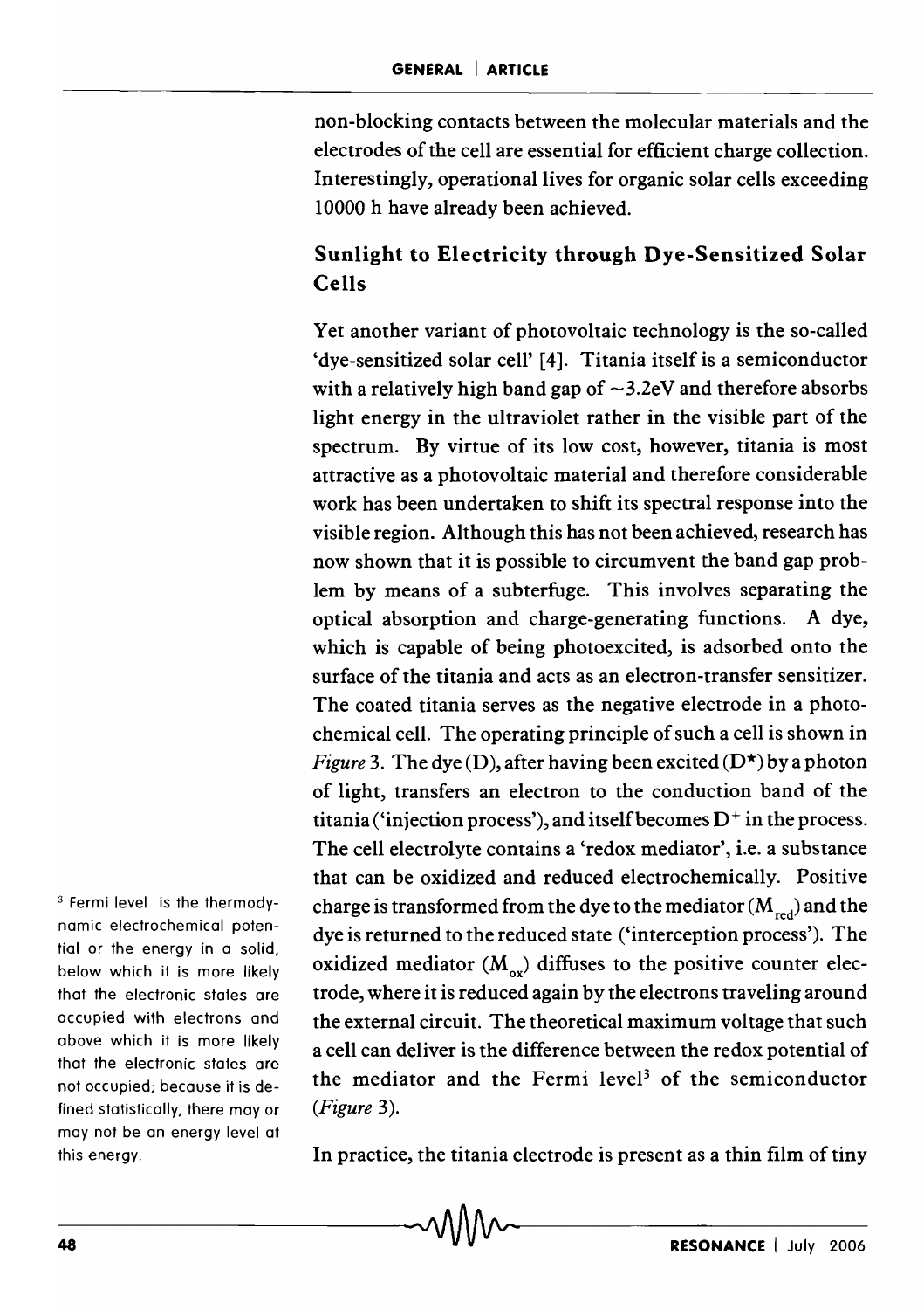non-blocking contacts between the molecular materials and the electrodes of the cell are essential for efficient charge collection. Interestingly, operational lives for organic solar cells exceeding 10000 h have already been achieved.

## Sunlight to Electricity through Dye-Sensitized Solar Cells

Yet another variant of photovoltaic technology is the so-called 'dye-sensitized solar cell' [4]. Titania itself is a semiconductor with a relatively high band gap of ~3.2eV and therefore absorbs light energy in the ultraviolet rather in the visible part of the spectrum. By virtue of its low cost, however, titania is most attractive as a photovoltaic material and therefore considerable work has been undertaken to shift its spectral response into the visible region. Although this has not been achieved, research has now shown that it is possible to circumvent the band gap problem by means of a subterfuge. This involves separating the optical absorption and charge-generating functions. A dye, which is capable of being photoexcited, is adsorbed onto the surface of the titania and acts as an electron-transfer sensitizer. The coated titania serves as the negative electrode in a photochemical cell. The operating principle of such a cell is shown in *Figure* 3. The dye (D), after having been excited ($D^*$) by a photon of light, transfers an electron to the conduction band of the titania ('injection process'), and itself becomes $D^+$ in the process. The cell electrolyte contains a 'redox mediator', i.e. a substance that can be oxidized and reduced electrochemically. Positive charge is transformed from the dye to the mediator ($M_{red}$) and the dye is returned to the reduced state ('interception process'). The oxidized mediator ($M_{ox}$) diffuses to the positive counter electrode, where it is reduced again by the electrons traveling around the external circuit. The theoretical maximum voltage that such a cell can deliver is the difference between the redox potential of the mediator and the Fermi level[3] of the semiconductor (*Figure* 3).

In practice, the titania electrode is present as a thin film of tiny

[3] Fermi level is the thermodynamic electrochemical potential or the energy in a solid, below which it is more likely that the electronic states are occupied with electrons and above which it is more likely that the electronic states are not occupied; because it is defined statistically, there may or may not be an energy level at this energy.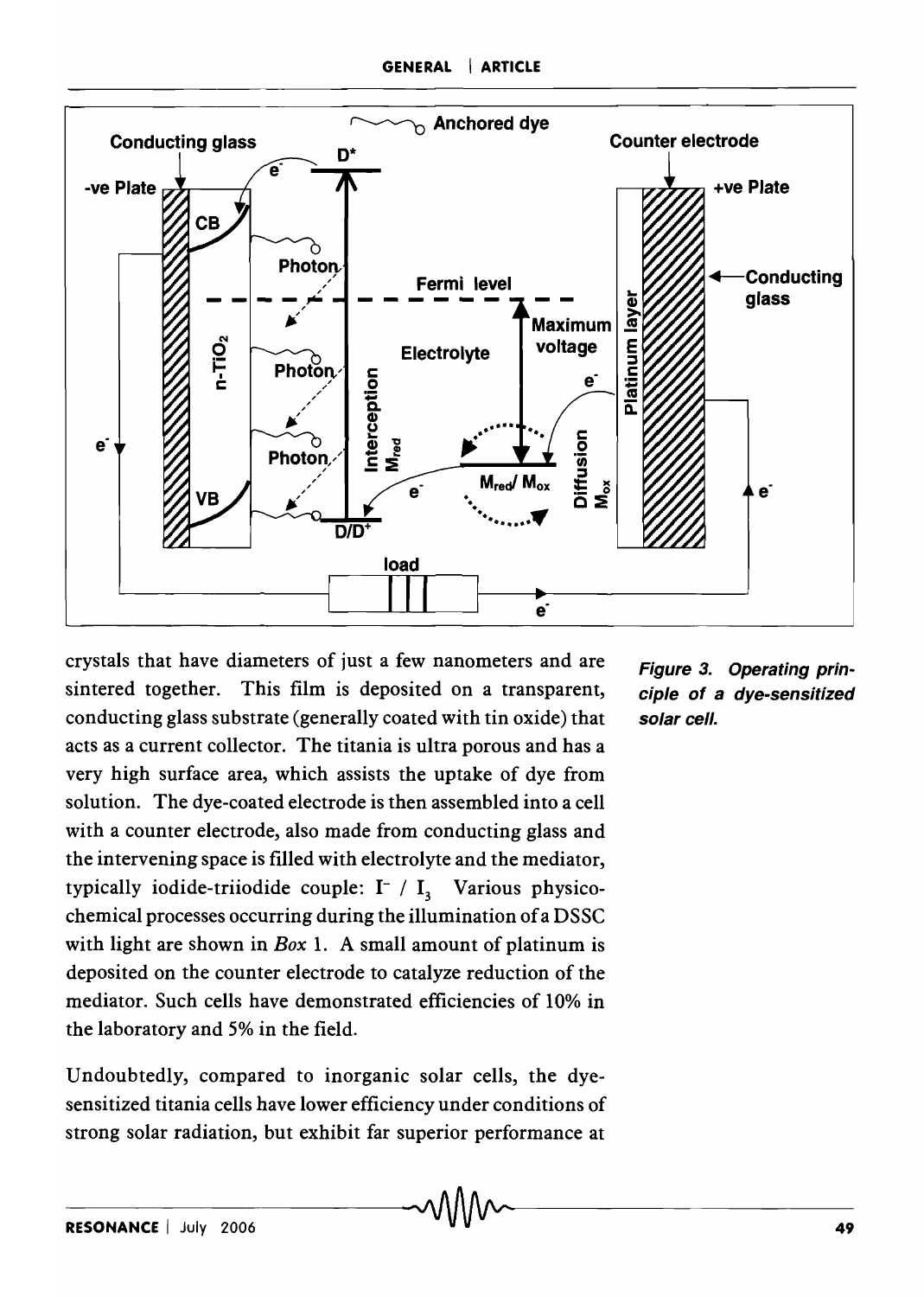crystals that have diameters of just a few nanometers and are sintered together. This film is deposited on a transparent, conducting glass substrate (generally coated with tin oxide) that acts as a current collector. The titania is ultra porous and has a very high surface area, which assists the uptake of dye from solution. The dye-coated electrode is then assembled into a cell with a counter electrode, also made from conducting glass and the intervening space is filled with electrolyte and the mediator, typically iodide-triiodide couple: $I^- / I_3$ Various physico-chemical processes occurring during the illumination of a DSSC with light are shown in *Box* 1. A small amount of platinum is deposited on the counter electrode to catalyze reduction of the mediator. Such cells have demonstrated efficiencies of 10% in the laboratory and 5% in the field.

***Figure 3. Operating principle of a dye-sensitized solar cell.***

Undoubtedly, compared to inorganic solar cells, the dye-sensitized titania cells have lower efficiency under conditions of strong solar radiation, but exhibit far superior performance at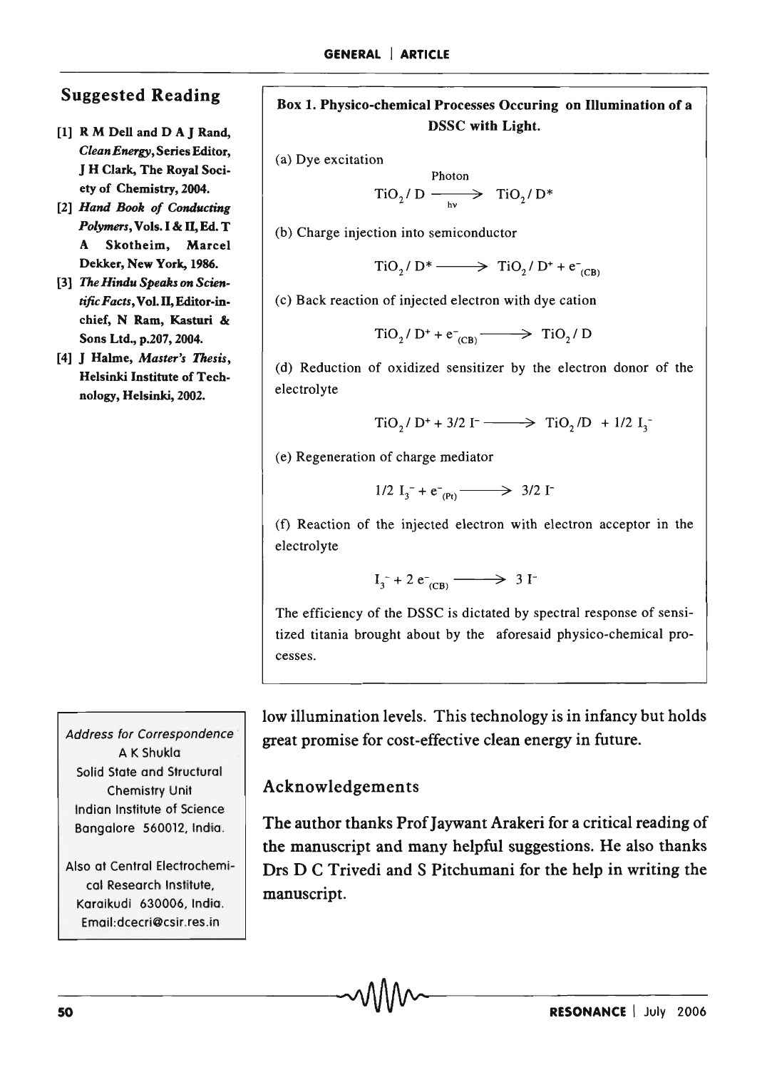## Suggested Reading

[1] R M Dell and D A J Rand, *Clean Energy*, Series Editor, J H Clark, The Royal Society of Chemistry, 2004.

[2] *Hand Book of Conducting Polymers*, Vols. I & II, Ed. T A Skotheim, Marcel Dekker, New York, 1986.

[3] *The Hindu Speaks on Scientific Facts*, Vol. II, Editor-in-chief, N Ram, Kasturi & Sons Ltd., p.207, 2004.

[4] J Halme, *Master's Thesis*, Helsinki Institute of Technology, Helsinki, 2002.

**Box 1. Physico-chemical Processes Occuring on Illumination of a DSSC with Light.**

(a) Dye excitation

$$TiO_2/D \xrightarrow[h\nu]{\text{Photon}} TiO_2/D^*$$

(b) Charge injection into semiconductor

$$TiO_2/D^* \longrightarrow TiO_2/D^+ + e^-_{(CB)}$$

(c) Back reaction of injected electron with dye cation

$$TiO_2/D^+ + e^-_{(CB)} \longrightarrow TiO_2/D$$

(d) Reduction of oxidized sensitizer by the electron donor of the electrolyte

$$TiO_2/D^+ + 3/2\ I^- \longrightarrow TiO_2/D + 1/2\ I_3^-$$

(e) Regeneration of charge mediator

$$1/2\ I_3^- + e^-_{(Pt)} \longrightarrow 3/2\ I^-$$

(f) Reaction of the injected electron with electron acceptor in the electrolyte

$$I_3^- + 2\ e^-_{(CB)} \longrightarrow 3\ I^-$$

The efficiency of the DSSC is dictated by spectral response of sensitized titania brought about by the aforesaid physico-chemical processes.

low illumination levels. This technology is in infancy but holds great promise for cost-effective clean energy in future.

## Acknowledgements

The author thanks Prof Jaywant Arakeri for a critical reading of the manuscript and many helpful suggestions. He also thanks Drs D C Trivedi and S Pitchumani for the help in writing the manuscript.

*Address for Correspondence*
A K Shukla
Solid State and Structural Chemistry Unit
Indian Institute of Science
Bangalore 560012, India.

Also at Central Electrochemical Research Institute,
Karaikudi 630006, India.
Email:dcecri@csir.res.in